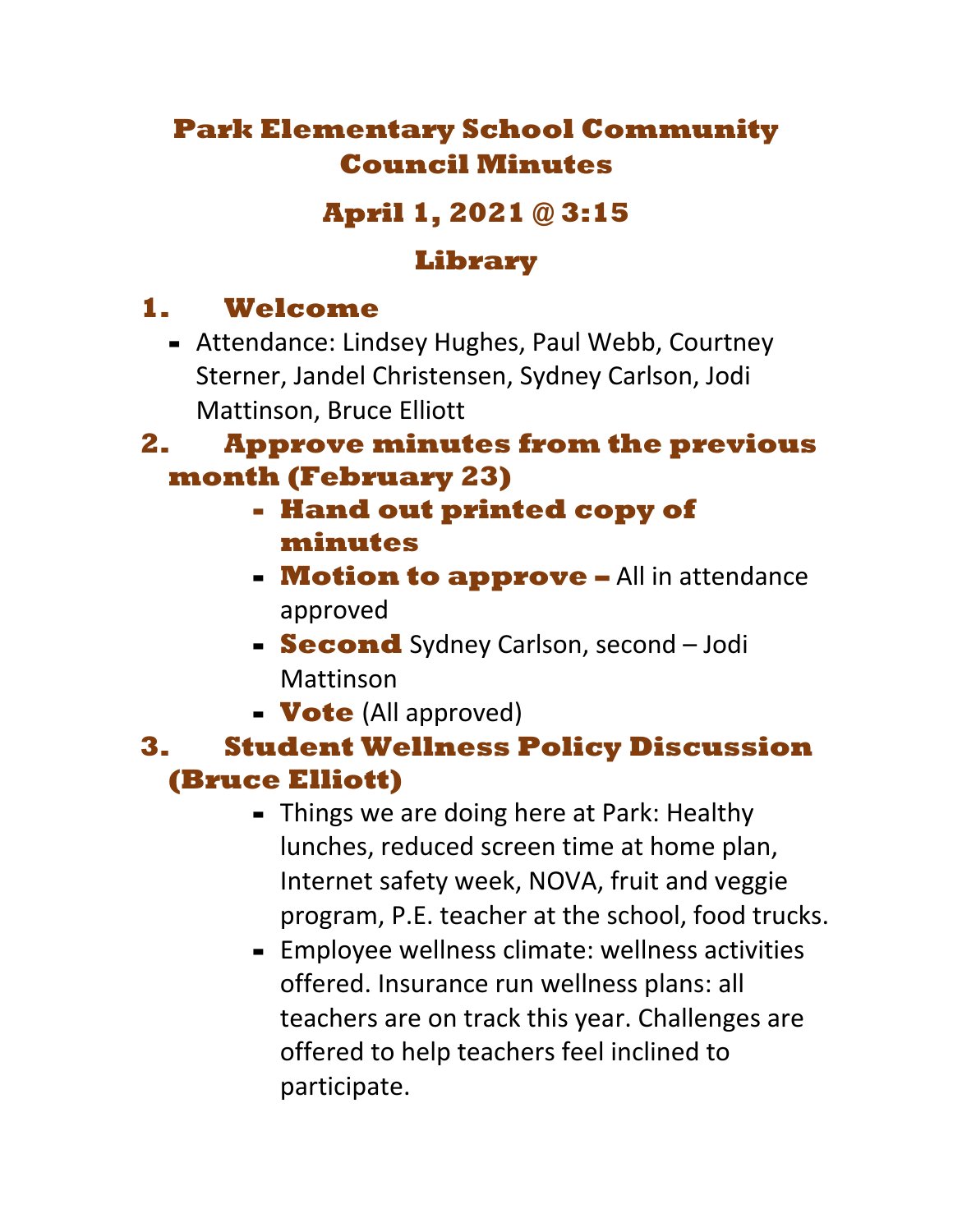# Park Elementary School Community Council Minutes

## April 1, 2021 @ 3:15

## Library

1. **Welcome**
   - Attendance: Lindsey Hughes, Paul Webb, Courtney Sterner, Jandel Christensen, Sydney Carlson, Jodi Mattinson, Bruce Elliott

2. **Approve minutes from the previous month (February 23)**
   - **Hand out printed copy of minutes**
   - **Motion to approve –** All in attendance approved
   - **Second** Sydney Carlson, second – Jodi Mattinson
   - **Vote** (All approved)

3. **Student Wellness Policy Discussion (Bruce Elliott)**
   - Things we are doing here at Park: Healthy lunches, reduced screen time at home plan, Internet safety week, NOVA, fruit and veggie program, P.E. teacher at the school, food trucks.
   - Employee wellness climate: wellness activities offered. Insurance run wellness plans: all teachers are on track this year. Challenges are offered to help teachers feel inclined to participate.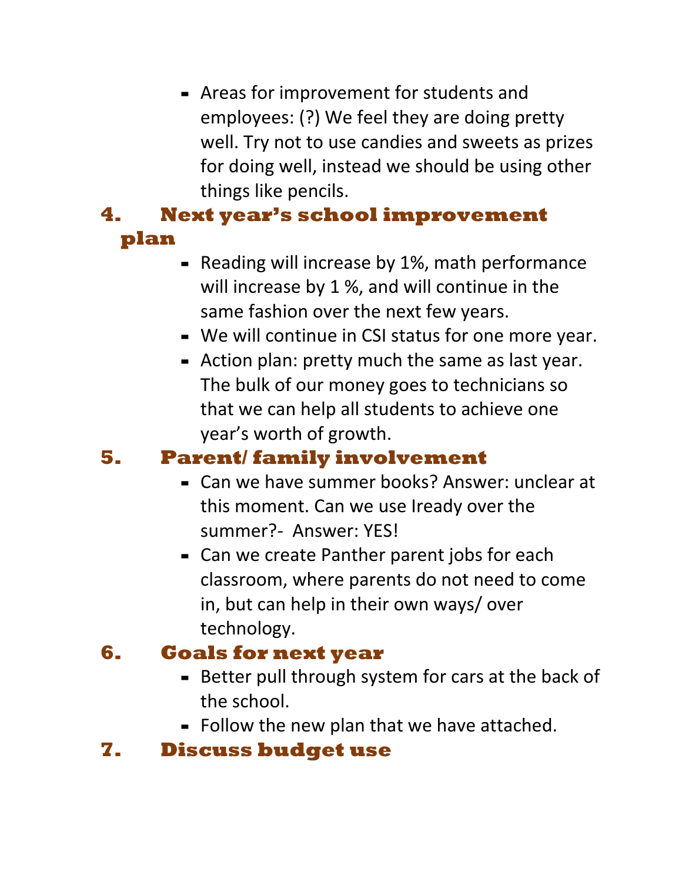- Areas for improvement for students and employees: (?) We feel they are doing pretty well. Try not to use candies and sweets as prizes for doing well, instead we should be using other things like pencils.

## 4. Next year's school improvement plan

- Reading will increase by 1%, math performance will increase by 1 %, and will continue in the same fashion over the next few years.
- We will continue in CSI status for one more year.
- Action plan: pretty much the same as last year. The bulk of our money goes to technicians so that we can help all students to achieve one year's worth of growth.

## 5. Parent/ family involvement

- Can we have summer books? Answer: unclear at this moment. Can we use Iready over the summer?- Answer: YES!
- Can we create Panther parent jobs for each classroom, where parents do not need to come in, but can help in their own ways/ over technology.

## 6. Goals for next year

- Better pull through system for cars at the back of the school.
- Follow the new plan that we have attached.

## 7. Discuss budget use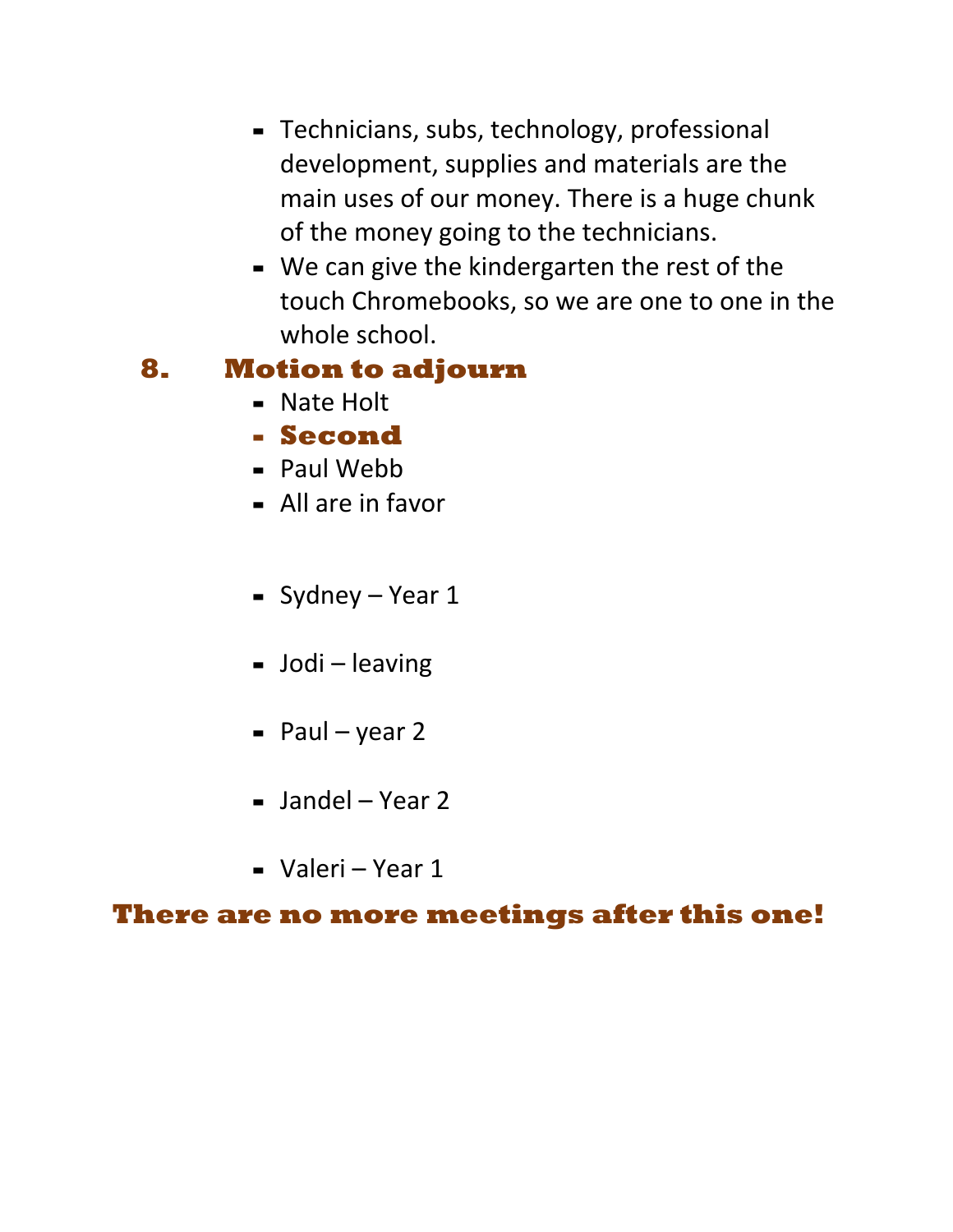- Technicians, subs, technology, professional development, supplies and materials are the main uses of our money. There is a huge chunk of the money going to the technicians.
- We can give the kindergarten the rest of the touch Chromebooks, so we are one to one in the whole school.

## 8. Motion to adjourn

- Nate Holt
- **Second**
- Paul Webb
- All are in favor

- Sydney – Year 1
- Jodi – leaving
- Paul – year 2
- Jandel – Year 2
- Valeri – Year 1

**There are no more meetings after this one!**